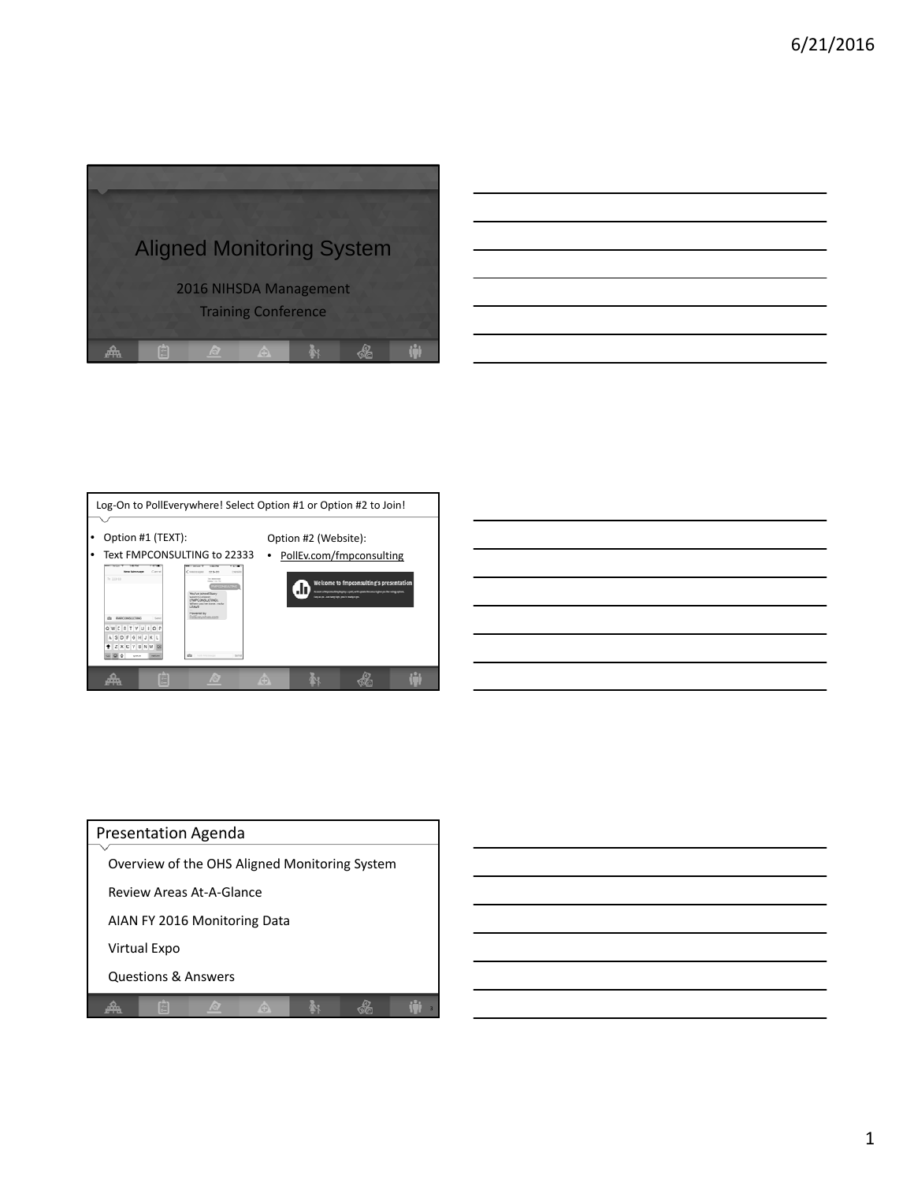# Aligned Monitoring System

2016 NIHSDA Management Training Conference

---

Log-On to PollEverywhere! Select Option #1 or Option #2 to Join!

- Option #1 (TEXT):
- Text FMPCONSULTING to 22333

Option #2 (Website):

- PollEv.com/fmpconsulting

---

## Presentation Agenda

Overview of the OHS Aligned Monitoring System

Review Areas At-A-Glance

AIAN FY 2016 Monitoring Data

Virtual Expo

Questions & Answers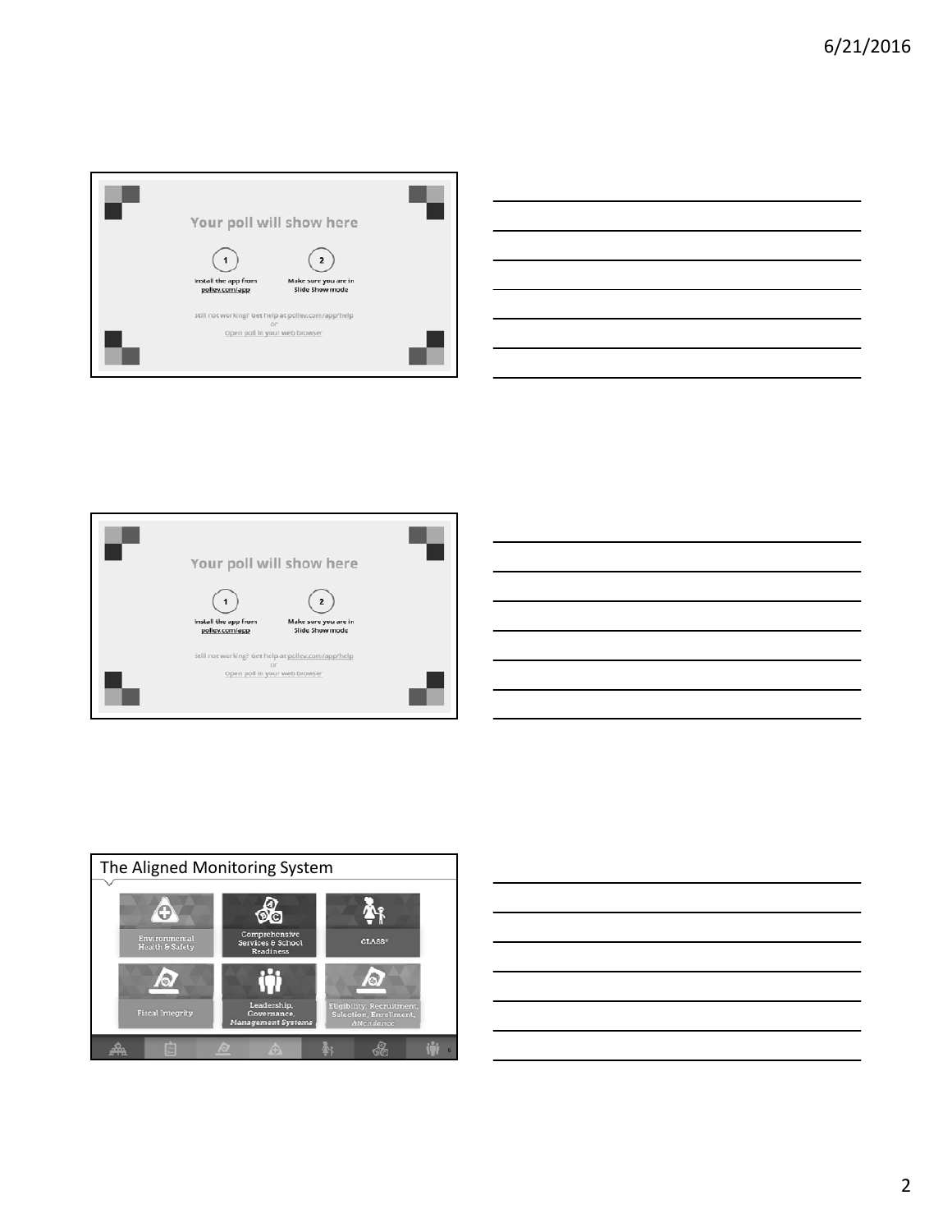Your poll will show here

1 Install the app from pollev.com/app

2 Make sure you are in Slide Show mode

Still not working? Get help at pollev.com/app/help
or
Open poll in your web browser

Your poll will show here

1 Install the app from pollev.com/app

2 Make sure you are in Slide Show mode

Still not working? Get help at pollev.com/app/help
or
Open poll in your web browser

## The Aligned Monitoring System

- Environmental Health & Safety
- Comprehensive Services & School Readiness
- CLASS®
- Fiscal Integrity
- Leadership, Governance, Management Systems
- Eligibility, Recruitment, Selection, Enrollment, Attendance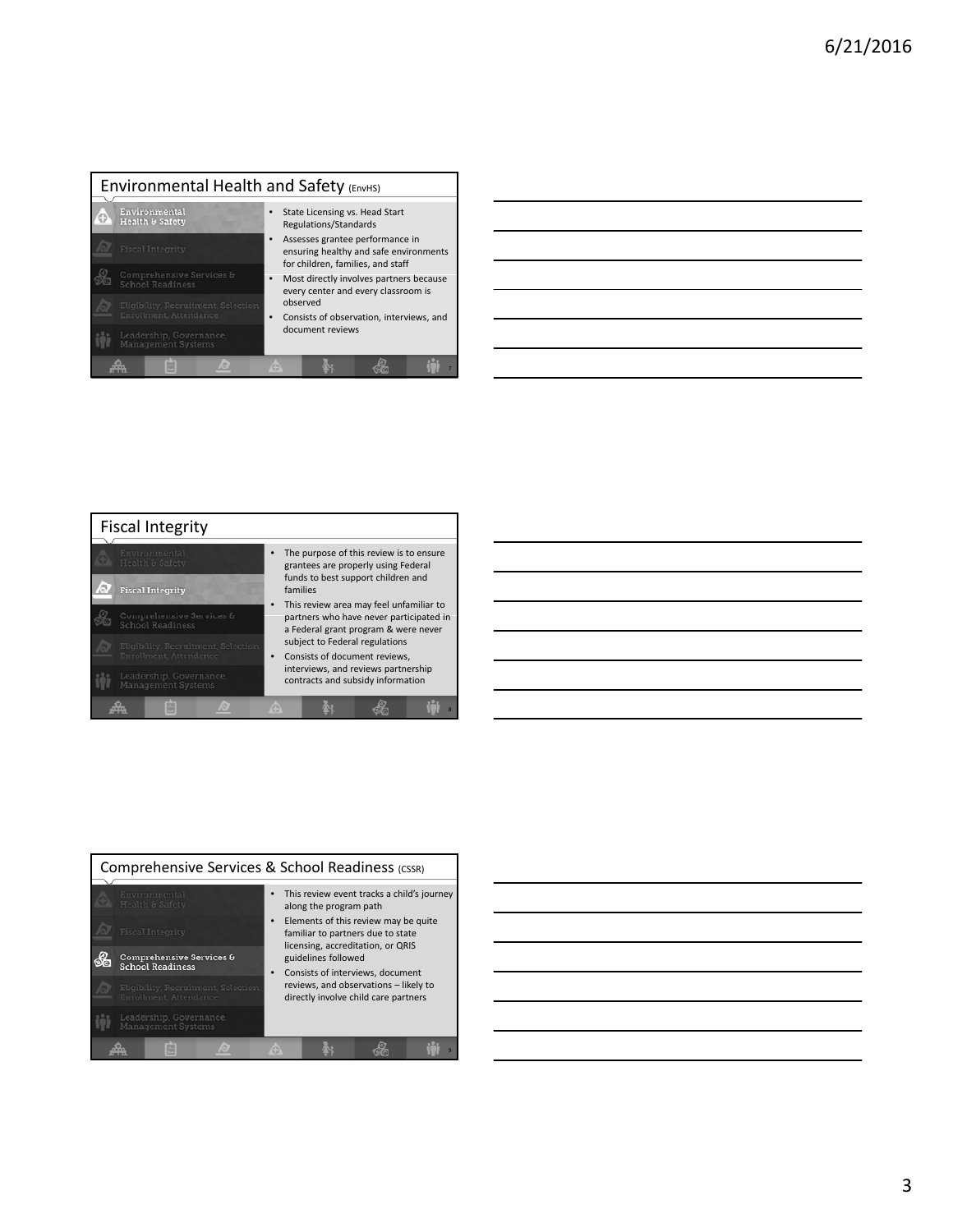## Environmental Health and Safety (EnvHS)

- Environmental Health & Safety
- Fiscal Integrity
- Comprehensive Services & School Readiness
- Eligibility, Recruitment, Selection, Enrollment, Attendance
- Leadership, Governance, Management Systems

- State Licensing vs. Head Start Regulations/Standards
- Assesses grantee performance in ensuring healthy and safe environments for children, families, and staff
- Most directly involves partners because every center and every classroom is observed
- Consists of observation, interviews, and document reviews

## Fiscal Integrity

- Environmental Health & Safety
- Fiscal Integrity
- Comprehensive Services & School Readiness
- Eligibility, Recruitment, Selection, Enrollment, Attendance
- Leadership, Governance, Management Systems

- The purpose of this review is to ensure grantees are properly using Federal funds to best support children and families
- This review area may feel unfamiliar to partners who have never participated in a Federal grant program & were never subject to Federal regulations
- Consists of document reviews, interviews, and reviews partnership contracts and subsidy information

## Comprehensive Services & School Readiness (CSSR)

- Environmental Health & Safety
- Fiscal Integrity
- Comprehensive Services & School Readiness
- Eligibility, Recruitment, Selection, Enrollment, Attendance
- Leadership, Governance, Management Systems

- This review event tracks a child's journey along the program path
- Elements of this review may be quite familiar to partners due to state licensing, accreditation, or QRIS guidelines followed
- Consists of interviews, document reviews, and observations – likely to directly involve child care partners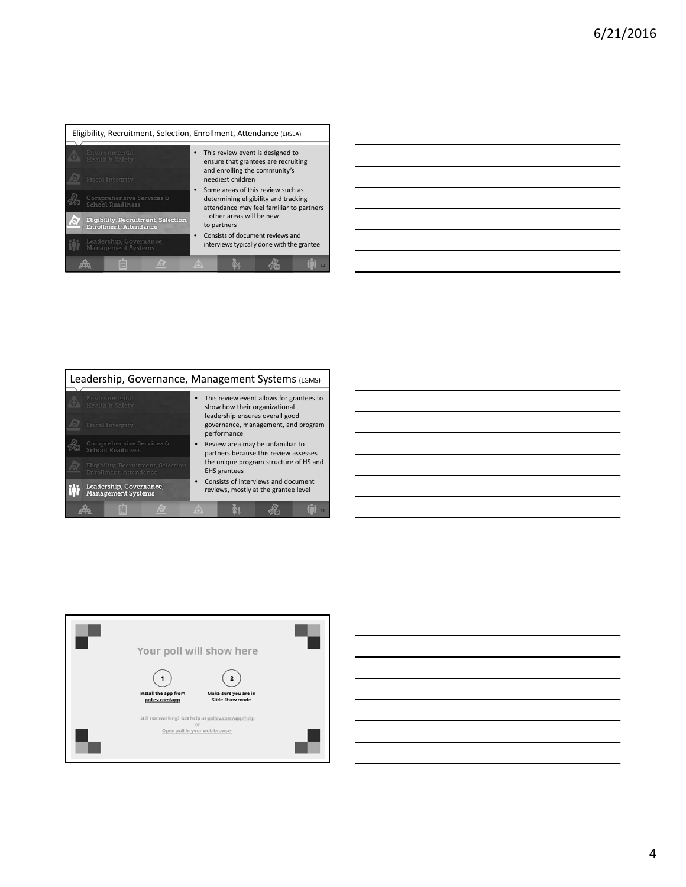## Eligibility, Recruitment, Selection, Enrollment, Attendance (ERSEA)

- Environmental Health & Safety
- Fiscal Integrity
- Comprehensive Services & School Readiness
- Eligibility, Recruitment, Selection, Enrollment, Attendance
- Leadership, Governance, Management Systems

- This review event is designed to ensure that grantees are recruiting and enrolling the community's neediest children
- Some areas of this review such as determining eligibility and tracking attendance may feel familiar to partners – other areas will be new to partners
- Consists of document reviews and interviews typically done with the grantee

## Leadership, Governance, Management Systems (LGMS)

- Environmental Health & Safety
- Fiscal Integrity
- Comprehensive Services & School Readiness
- Eligibility, Recruitment, Selection, Enrollment, Attendance
- Leadership, Governance, Management Systems

- This review event allows for grantees to show how their organizational leadership ensures overall good governance, management, and program performance
- Review area may be unfamiliar to partners because this review assesses the unique program structure of HS and EHS grantees
- Consists of interviews and document reviews, mostly at the grantee level

## Your poll will show here

1. Install the app from pollev.com/app
2. Make sure you are in Slide Show mode

Still not working? Get help at pollev.com/app/help

or

Open poll in your web browser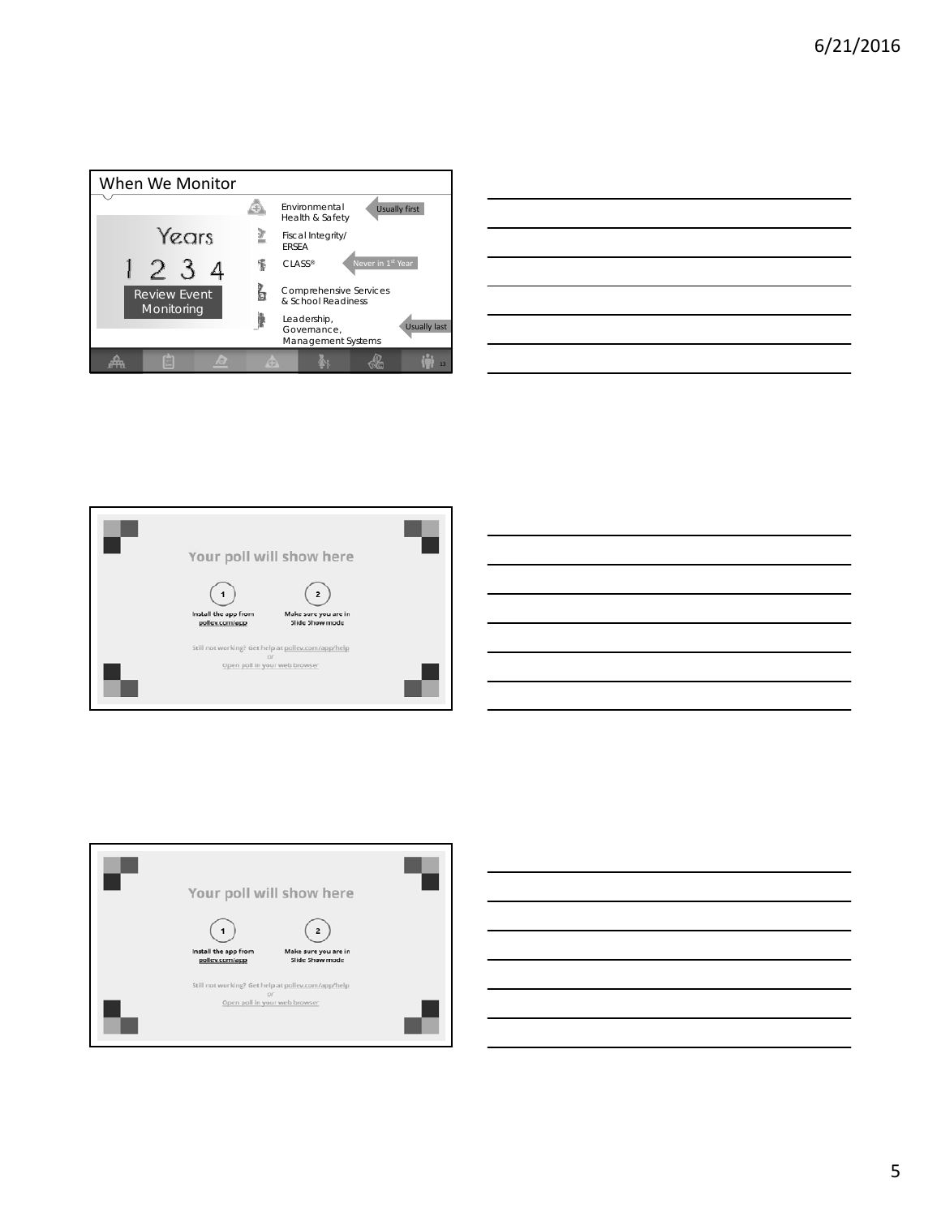## When We Monitor

Years

1 2 3 4

Review Event Monitoring

- Environmental Health & Safety — Usually first
- Fiscal Integrity/ ERSEA
- CLASS® — Never in 1st Year
- Comprehensive Services & School Readiness
- Leadership, Governance, Management Systems — Usually last

---

Your poll will show here

1. Install the app from pollev.com/app
2. Make sure you are in Slide Show mode

Still not working? Get help at pollev.com/app/help
or
Open poll in your web browser

---

Your poll will show here

1. Install the app from pollev.com/app
2. Make sure you are in Slide Show mode

Still not working? Get help at pollev.com/app/help
or
Open poll in your web browser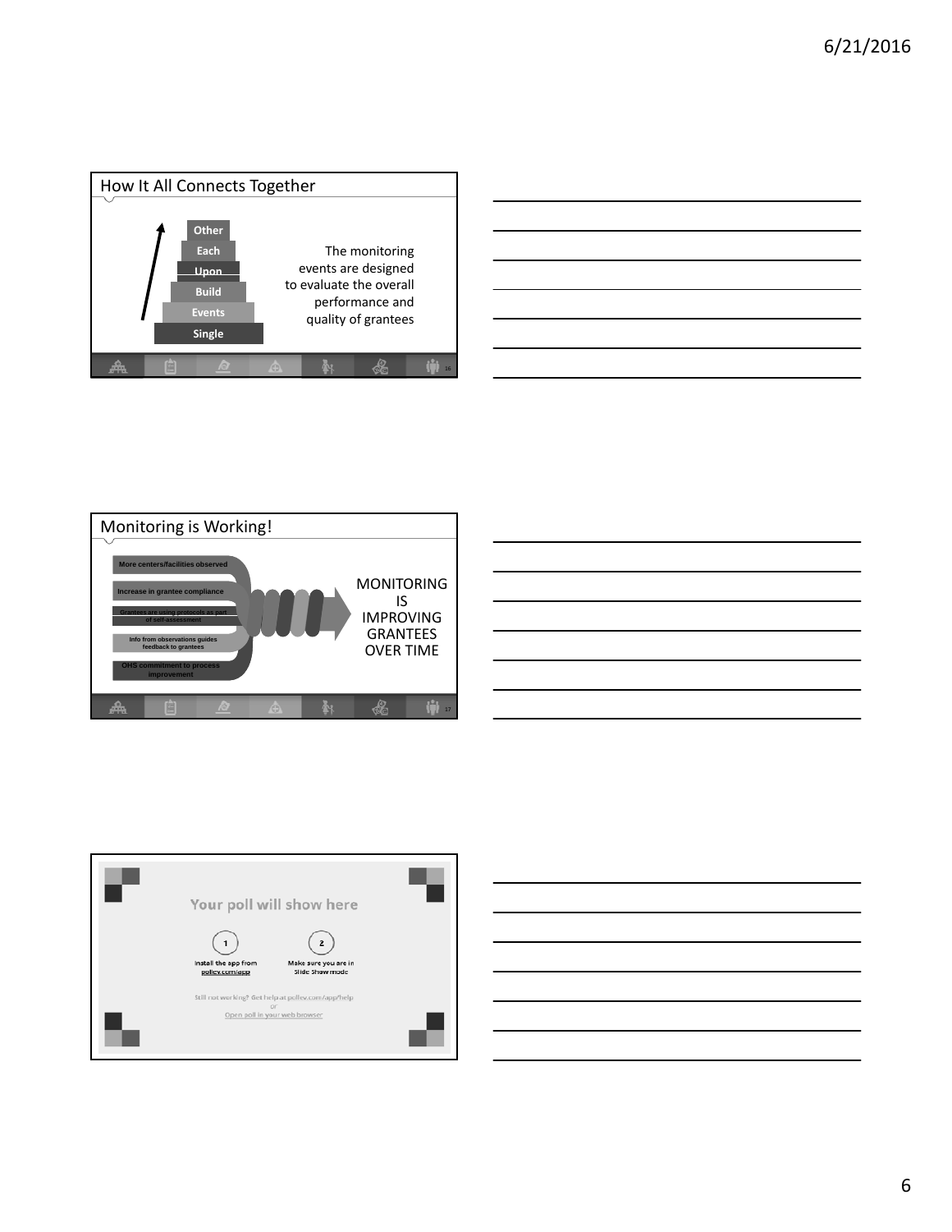## How It All Connects Together

- Other
- Each
- Upon
- Build
- Events
- Single

The monitoring events are designed to evaluate the overall performance and quality of grantees

## Monitoring is Working!

- More centers/facilities observed
- Increase in grantee compliance
- Grantees are using protocols as part of self-assessment
- Info from observations guides feedback to grantees
- OHS commitment to process improvement

MONITORING IS IMPROVING GRANTEES OVER TIME

Your poll will show here

1. Install the app from pollev.com/app
2. Make sure you are in Slide Show mode

Still not working? Get help at pollev.com/app/help
or
Open poll in your web browser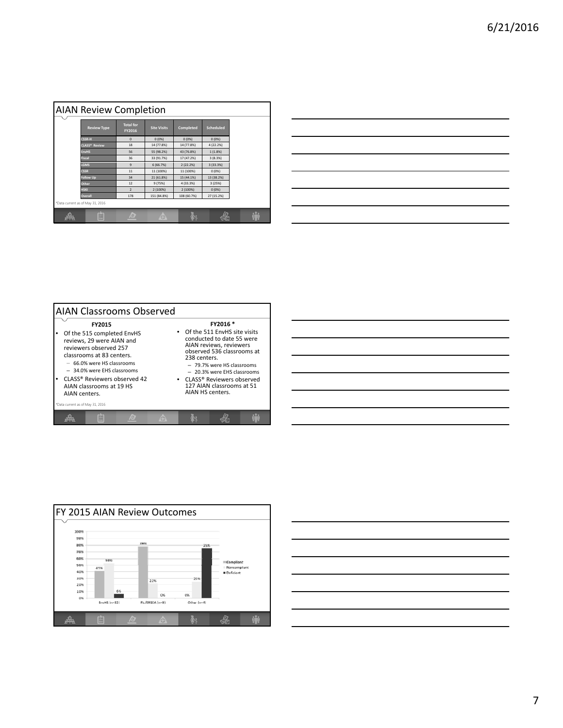## AIAN Review Completion

| Review Type | Total for FY2016 | Site Visits | Completed | Scheduled |
|---|---|---|---|---|
| CSSR-H | 0 | 0 (0%) | 0 (0%) | 0 (0%) |
| CLASS® Review | 18 | 14 (77.8%) | 14 (77.8%) | 4 (22.2%) |
| EnvHS | 56 | 55 (98.2%) | 43 (76.8%) | 1 (1.8%) |
| Fiscal | 36 | 33 (91.7%) | 17 (47.2%) | 3 (8.3%) |
| LGMS | 9 | 6 (66.7%) | 2 (22.2%) | 3 (33.3%) |
| CSSR | 11 | 11 (100%) | 11 (100%) | 0 (0%) |
| Follow Up | 34 | 21 (61.8%) | 15 (44.1%) | 13 (38.2%) |
| Other | 12 | 9 (75%) | 4 (33.3%) | 3 (25%) |
| HSKI | 2 | 2 (100%) | 2 (100%) | 0 (0%) |
| Overall | 178 | 151 (84.8%) | 108 (60.7%) | 27 (15.2%) |

*Data current as of May 31, 2016

## AIAN Classrooms Observed

**FY2015**

- Of the 515 completed EnvHS reviews, 29 were AIAN and reviewers observed 257 classrooms at 83 centers.
  - 66.0% were HS classrooms
  - 34.0% were EHS classrooms
- CLASS® Reviewers observed 42 AIAN classrooms at 19 HS AIAN centers.

**FY2016 ***

- Of the 511 EnvHS site visits conducted to date 55 were AIAN reviews, reviewers observed 536 classrooms at 238 centers.
  - 79.7% were HS classrooms
  - 20.3% were EHS classrooms
- CLASS® Reviewers observed 127 AIAN classrooms at 51 AIAN HS centers.

*Data current as of May 31, 2016

## FY 2015 AIAN Review Outcomes

| | Compliant | Noncompliant | Deficient |
|---|---|---|---|
| EnvHS (n=32) | 41% | 53% | 6% |
| Fis./ERSEA (n=9) | 79% | 21% | 0% |
| Other (n=4) | 0% | 25% | 75% |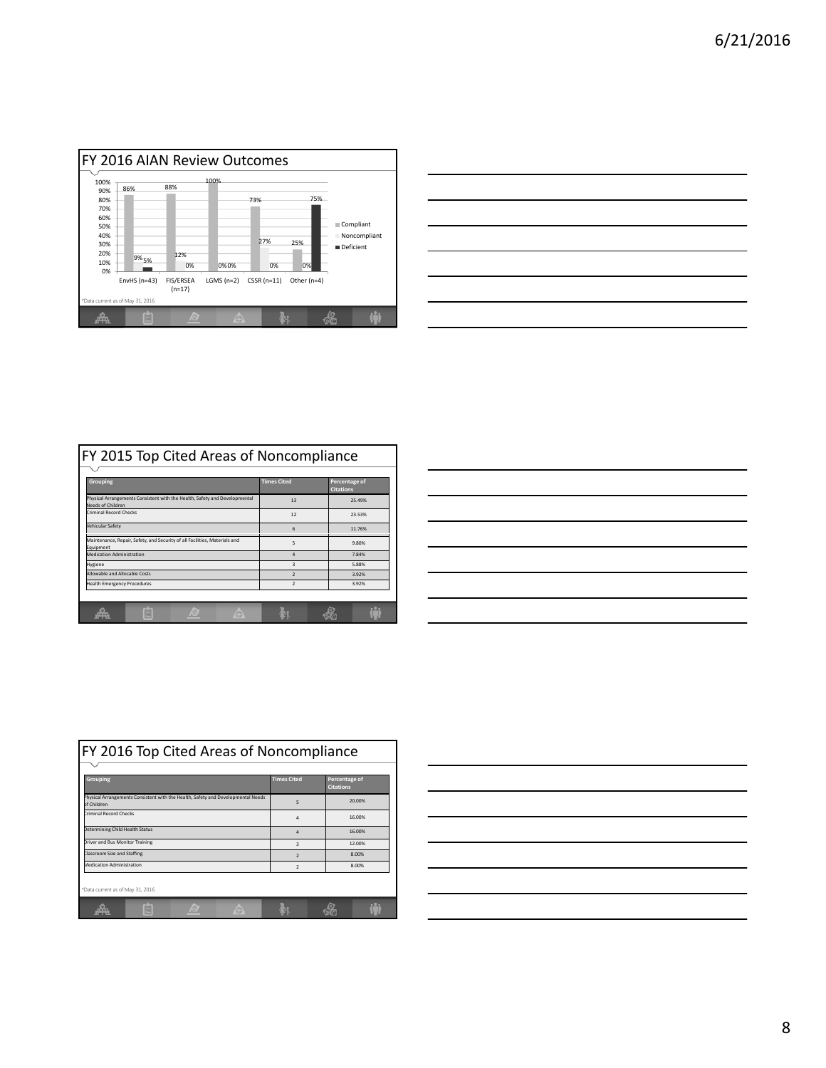## FY 2016 AIAN Review Outcomes

| | Compliant | Noncompliant | Deficient |
|---|---|---|---|
| EnvHS (n=43) | 86% | 9% | 5% |
| FIS/ERSEA (n=17) | 88% | 12% | 0% |
| LGMS (n=2) | 100% | 0% | 0% |
| CSSR (n=11) | 73% | 27% | 0% |
| Other (n=4) | 25% | 0% | 75% |

*Data current as of May 31, 2016

## FY 2015 Top Cited Areas of Noncompliance

| Grouping | Times Cited | Percentage of Citations |
|---|---|---|
| Physical Arrangements Consistent with the Health, Safety and Developmental Needs of Children | 13 | 25.49% |
| Criminal Record Checks | 12 | 23.53% |
| Vehicular Safety | 6 | 11.76% |
| Maintenance, Repair, Safety, and Security of all Facilities, Materials and Equipment | 5 | 9.80% |
| Medication Administration | 4 | 7.84% |
| Hygiene | 3 | 5.88% |
| Allowable and Allocable Costs | 2 | 3.92% |
| Health Emergency Procedures | 2 | 3.92% |

## FY 2016 Top Cited Areas of Noncompliance

| Grouping | Times Cited | Percentage of Citations |
|---|---|---|
| Physical Arrangements Consistent with the Health, Safety and Developmental Needs of Children | 5 | 20.00% |
| Criminal Record Checks | 4 | 16.00% |
| Determining Child Health Status | 4 | 16.00% |
| Driver and Bus Monitor Training | 3 | 12.00% |
| Classroom Size and Staffing | 2 | 8.00% |
| Medication Administration | 2 | 8.00% |

*Data current as of May 31, 2016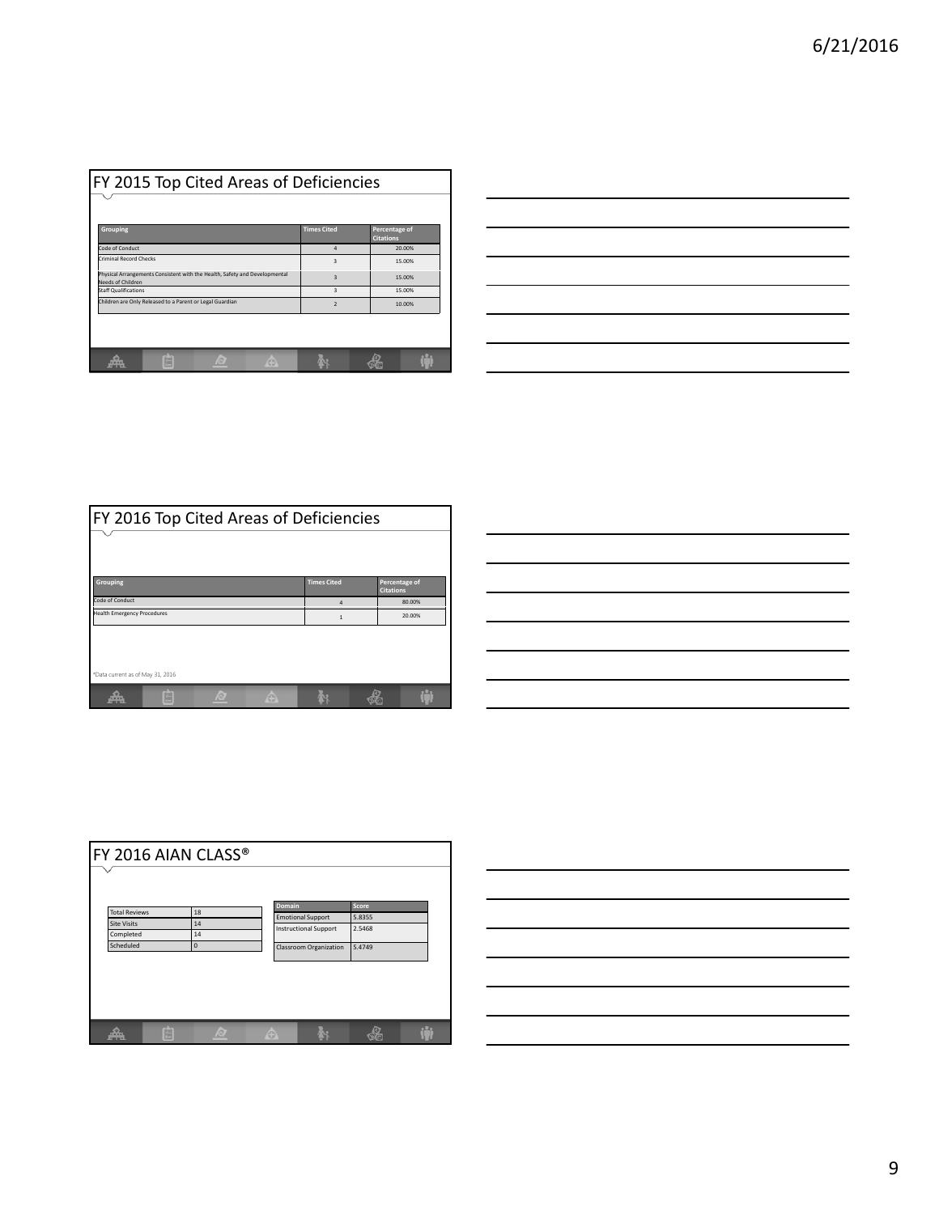## FY 2015 Top Cited Areas of Deficiencies

| Grouping | Times Cited | Percentage of Citations |
|---|---|---|
| Code of Conduct | 4 | 20.00% |
| Criminal Record Checks | 3 | 15.00% |
| Physical Arrangements Consistent with the Health, Safety and Developmental Needs of Children | 3 | 15.00% |
| Staff Qualifications | 3 | 15.00% |
| Children are Only Released to a Parent or Legal Guardian | 2 | 10.00% |

## FY 2016 Top Cited Areas of Deficiencies

| Grouping | Times Cited | Percentage of Citations |
|---|---|---|
| Code of Conduct | 4 | 80.00% |
| Health Emergency Procedures | 1 | 20.00% |

*Data current as of May 31, 2016

## FY 2016 AIAN CLASS®

| | |
|---|---|
| Total Reviews | 18 |
| Site Visits | 14 |
| Completed | 14 |
| Scheduled | 0 |

| Domain | Score |
|---|---|
| Emotional Support | 5.8355 |
| Instructional Support | 2.5468 |
| Classroom Organization | 5.4749 |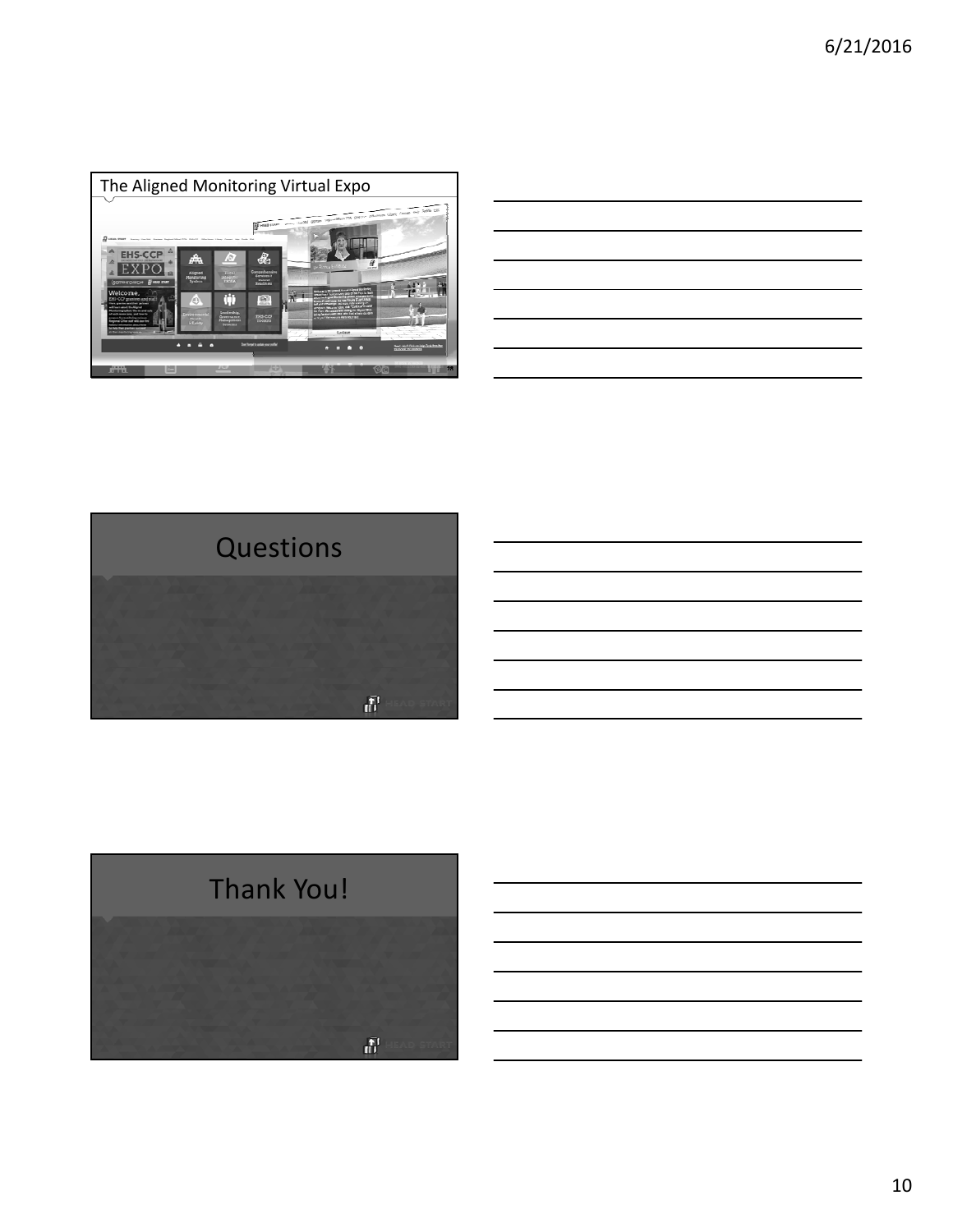## The Aligned Monitoring Virtual Expo

## Questions

## Thank You!